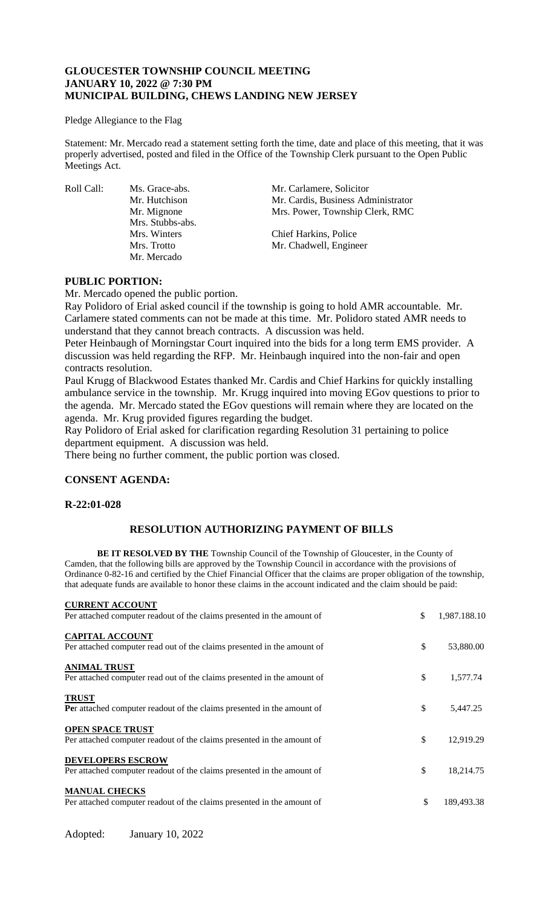# GLOUCESTER TOWNSHIP COUNCIL MEETING
# JANUARY 10, 2022 @ 7:30 PM
# MUNICIPAL BUILDING, CHEWS LANDING NEW JERSEY

Pledge Allegiance to the Flag

Statement: Mr. Mercado read a statement setting forth the time, date and place of this meeting, that it was properly advertised, posted and filed in the Office of the Township Clerk pursuant to the Open Public Meetings Act.

| Roll Call: | | |
|---|---|---|
| | Ms. Grace-abs. | Mr. Carlamere, Solicitor |
| | Mr. Hutchison | Mr. Cardis, Business Administrator |
| | Mr. Mignone | Mrs. Power, Township Clerk, RMC |
| | Mrs. Stubbs-abs. | |
| | Mrs. Winters | Chief Harkins, Police |
| | Mrs. Trotto | Mr. Chadwell, Engineer |
| | Mr. Mercado | |

## PUBLIC PORTION:

Mr. Mercado opened the public portion.

Ray Polidoro of Erial asked council if the township is going to hold AMR accountable. Mr. Carlamere stated comments can not be made at this time. Mr. Polidoro stated AMR needs to understand that they cannot breach contracts. A discussion was held.

Peter Heinbaugh of Morningstar Court inquired into the bids for a long term EMS provider. A discussion was held regarding the RFP. Mr. Heinbaugh inquired into the non-fair and open contracts resolution.

Paul Krugg of Blackwood Estates thanked Mr. Cardis and Chief Harkins for quickly installing ambulance service in the township. Mr. Krugg inquired into moving EGov questions to prior to the agenda. Mr. Mercado stated the EGov questions will remain where they are located on the agenda. Mr. Krug provided figures regarding the budget.

Ray Polidoro of Erial asked for clarification regarding Resolution 31 pertaining to police department equipment. A discussion was held.

There being no further comment, the public portion was closed.

## CONSENT AGENDA:

### R-22:01-028

### RESOLUTION AUTHORIZING PAYMENT OF BILLS

**BE IT RESOLVED BY THE** Township Council of the Township of Gloucester, in the County of Camden, that the following bills are approved by the Township Council in accordance with the provisions of Ordinance 0-82-16 and certified by the Chief Financial Officer that the claims are proper obligation of the township, that adequate funds are available to honor these claims in the account indicated and the claim should be paid:

| | | |
|---|---|---|
| **CURRENT ACCOUNT**<br>Per attached computer readout of the claims presented in the amount of | $ | 1,987.188.10 |
| **CAPITAL ACCOUNT**<br>Per attached computer read out of the claims presented in the amount of | $ | 53,880.00 |
| **ANIMAL TRUST**<br>Per attached computer read out of the claims presented in the amount of | $ | 1,577.74 |
| **TRUST**<br>**Pe**r attached computer readout of the claims presented in the amount of | $ | 5,447.25 |
| **OPEN SPACE TRUST**<br>Per attached computer readout of the claims presented in the amount of | $ | 12,919.29 |
| **DEVELOPERS ESCROW**<br>Per attached computer readout of the claims presented in the amount of | $ | 18,214.75 |
| **MANUAL CHECKS**<br>Per attached computer readout of the claims presented in the amount of | $ | 189,493.38 |

Adopted: January 10, 2022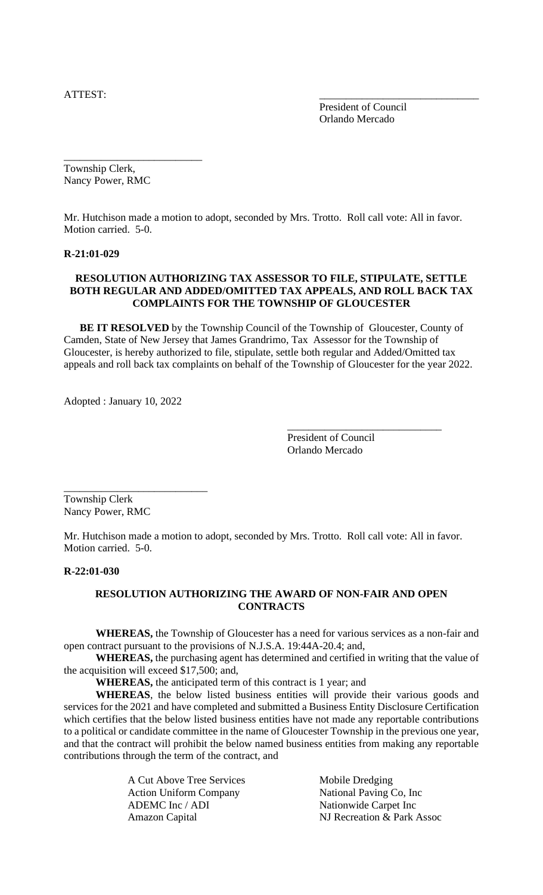ATTEST: \_\_\_\_\_\_\_\_\_\_\_\_\_\_\_\_\_\_\_\_\_\_\_\_\_\_\_\_\_\_

President of Council
Orlando Mercado

\_\_\_\_\_\_\_\_\_\_\_\_\_\_\_\_\_\_\_\_\_\_\_\_\_\_

Township Clerk,
Nancy Power, RMC

Mr. Hutchison made a motion to adopt, seconded by Mrs. Trotto. Roll call vote: All in favor. Motion carried. 5-0.

**R-21:01-029**

**RESOLUTION AUTHORIZING TAX ASSESSOR TO FILE, STIPULATE, SETTLE BOTH REGULAR AND ADDED/OMITTED TAX APPEALS, AND ROLL BACK TAX COMPLAINTS FOR THE TOWNSHIP OF GLOUCESTER**

**BE IT RESOLVED** by the Township Council of the Township of Gloucester, County of Camden, State of New Jersey that James Grandrimo, Tax Assessor for the Township of Gloucester, is hereby authorized to file, stipulate, settle both regular and Added/Omitted tax appeals and roll back tax complaints on behalf of the Township of Gloucester for the year 2022.

Adopted : January 10, 2022

\_\_\_\_\_\_\_\_\_\_\_\_\_\_\_\_\_\_\_\_\_\_\_\_\_\_\_\_\_\_

President of Council
Orlando Mercado

\_\_\_\_\_\_\_\_\_\_\_\_\_\_\_\_\_\_\_\_\_\_\_\_\_\_\_

Township Clerk
Nancy Power, RMC

Mr. Hutchison made a motion to adopt, seconded by Mrs. Trotto. Roll call vote: All in favor. Motion carried. 5-0.

**R-22:01-030**

**RESOLUTION AUTHORIZING THE AWARD OF NON-FAIR AND OPEN CONTRACTS**

**WHEREAS,** the Township of Gloucester has a need for various services as a non-fair and open contract pursuant to the provisions of N.J.S.A. 19:44A-20.4; and,

**WHEREAS,** the purchasing agent has determined and certified in writing that the value of the acquisition will exceed $17,500; and,

**WHEREAS,** the anticipated term of this contract is 1 year; and

**WHEREAS**, the below listed business entities will provide their various goods and services for the 2021 and have completed and submitted a Business Entity Disclosure Certification which certifies that the below listed business entities have not made any reportable contributions to a political or candidate committee in the name of Gloucester Township in the previous one year, and that the contract will prohibit the below named business entities from making any reportable contributions through the term of the contract, and

A Cut Above Tree Services
Action Uniform Company
ADEMC Inc / ADI
Amazon Capital

Mobile Dredging
National Paving Co, Inc
Nationwide Carpet Inc
NJ Recreation & Park Assoc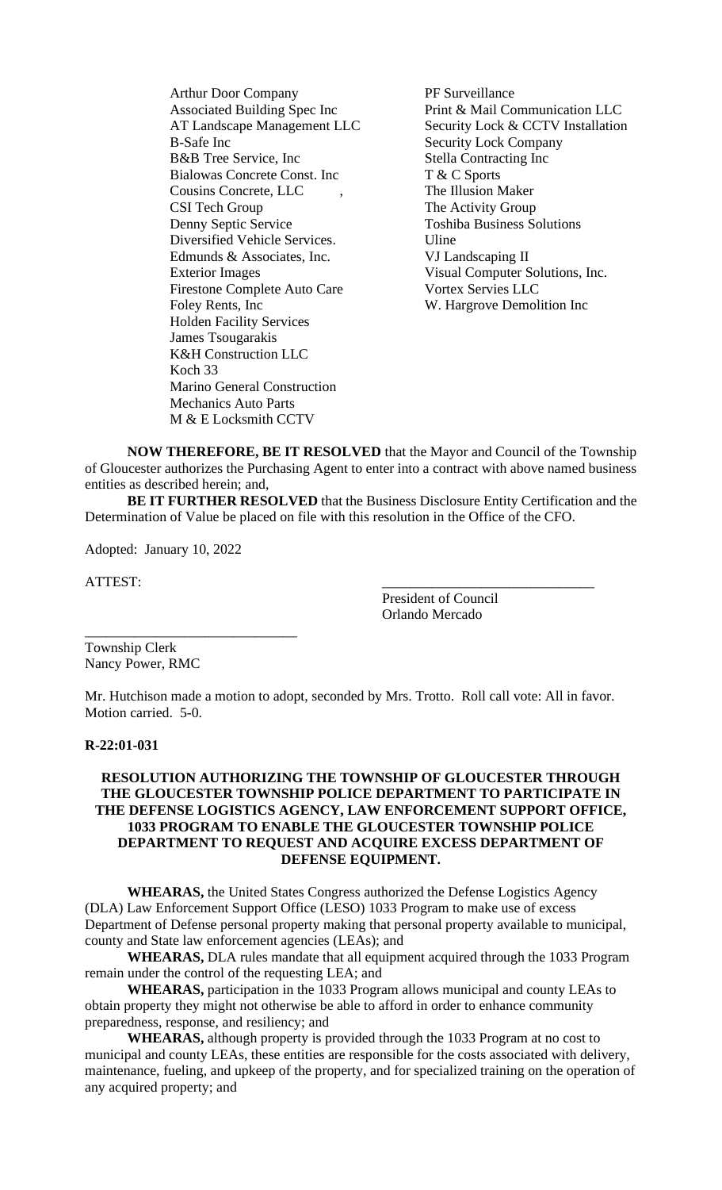- Arthur Door Company
- Associated Building Spec Inc
- AT Landscape Management LLC
- B-Safe Inc
- B&B Tree Service, Inc
- Bialowas Concrete Const. Inc
- Cousins Concrete, LLC ,
- CSI Tech Group
- Denny Septic Service
- Diversified Vehicle Services.
- Edmunds & Associates, Inc.
- Exterior Images
- Firestone Complete Auto Care
- Foley Rents, Inc
- Holden Facility Services
- James Tsougarakis
- K&H Construction LLC
- Koch 33
- Marino General Construction
- Mechanics Auto Parts
- M & E Locksmith CCTV
- PF Surveillance
- Print & Mail Communication LLC
- Security Lock & CCTV Installation
- Security Lock Company
- Stella Contracting Inc
- T & C Sports
- The Illusion Maker
- The Activity Group
- Toshiba Business Solutions
- Uline
- VJ Landscaping II
- Visual Computer Solutions, Inc.
- Vortex Servies LLC
- W. Hargrove Demolition Inc

**NOW THEREFORE, BE IT RESOLVED** that the Mayor and Council of the Township of Gloucester authorizes the Purchasing Agent to enter into a contract with above named business entities as described herein; and,

**BE IT FURTHER RESOLVED** that the Business Disclosure Entity Certification and the Determination of Value be placed on file with this resolution in the Office of the CFO.

Adopted: January 10, 2022

ATTEST:

______________________________
President of Council
Orlando Mercado

______________________________
Township Clerk
Nancy Power, RMC

Mr. Hutchison made a motion to adopt, seconded by Mrs. Trotto. Roll call vote: All in favor. Motion carried. 5-0.

**R-22:01-031**

**RESOLUTION AUTHORIZING THE TOWNSHIP OF GLOUCESTER THROUGH THE GLOUCESTER TOWNSHIP POLICE DEPARTMENT TO PARTICIPATE IN THE DEFENSE LOGISTICS AGENCY, LAW ENFORCEMENT SUPPORT OFFICE, 1033 PROGRAM TO ENABLE THE GLOUCESTER TOWNSHIP POLICE DEPARTMENT TO REQUEST AND ACQUIRE EXCESS DEPARTMENT OF DEFENSE EQUIPMENT.**

**WHEARAS,** the United States Congress authorized the Defense Logistics Agency (DLA) Law Enforcement Support Office (LESO) 1033 Program to make use of excess Department of Defense personal property making that personal property available to municipal, county and State law enforcement agencies (LEAs); and

**WHEARAS,** DLA rules mandate that all equipment acquired through the 1033 Program remain under the control of the requesting LEA; and

**WHEARAS,** participation in the 1033 Program allows municipal and county LEAs to obtain property they might not otherwise be able to afford in order to enhance community preparedness, response, and resiliency; and

**WHEARAS,** although property is provided through the 1033 Program at no cost to municipal and county LEAs, these entities are responsible for the costs associated with delivery, maintenance, fueling, and upkeep of the property, and for specialized training on the operation of any acquired property; and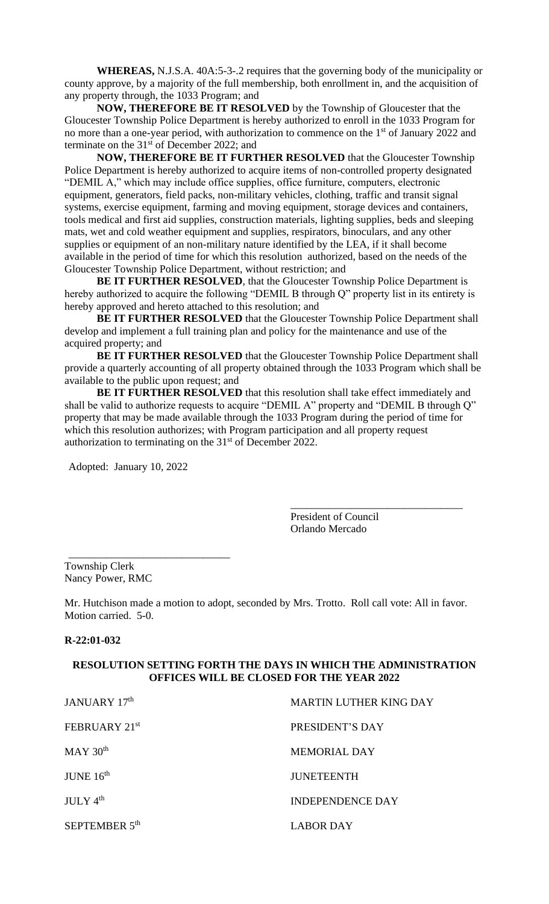**WHEREAS,** N.J.S.A. 40A:5-3-.2 requires that the governing body of the municipality or county approve, by a majority of the full membership, both enrollment in, and the acquisition of any property through, the 1033 Program; and

**NOW, THEREFORE BE IT RESOLVED** by the Township of Gloucester that the Gloucester Township Police Department is hereby authorized to enroll in the 1033 Program for no more than a one-year period, with authorization to commence on the 1st of January 2022 and terminate on the 31st of December 2022; and

**NOW, THEREFORE BE IT FURTHER RESOLVED** that the Gloucester Township Police Department is hereby authorized to acquire items of non-controlled property designated "DEMIL A," which may include office supplies, office furniture, computers, electronic equipment, generators, field packs, non-military vehicles, clothing, traffic and transit signal systems, exercise equipment, farming and moving equipment, storage devices and containers, tools medical and first aid supplies, construction materials, lighting supplies, beds and sleeping mats, wet and cold weather equipment and supplies, respirators, binoculars, and any other supplies or equipment of an non-military nature identified by the LEA, if it shall become available in the period of time for which this resolution authorized, based on the needs of the Gloucester Township Police Department, without restriction; and

**BE IT FURTHER RESOLVED**, that the Gloucester Township Police Department is hereby authorized to acquire the following "DEMIL B through Q" property list in its entirety is hereby approved and hereto attached to this resolution; and

**BE IT FURTHER RESOLVED** that the Gloucester Township Police Department shall develop and implement a full training plan and policy for the maintenance and use of the acquired property; and

**BE IT FURTHER RESOLVED** that the Gloucester Township Police Department shall provide a quarterly accounting of all property obtained through the 1033 Program which shall be available to the public upon request; and

**BE IT FURTHER RESOLVED** that this resolution shall take effect immediately and shall be valid to authorize requests to acquire "DEMIL A" property and "DEMIL B through Q" property that may be made available through the 1033 Program during the period of time for which this resolution authorizes; with Program participation and all property request authorization to terminating on the 31st of December 2022.

Adopted: January 10, 2022

\_\_\_\_\_\_\_\_\_\_\_\_\_\_\_\_\_\_\_\_\_\_\_\_\_\_\_\_\_\_\_\_
President of Council
Orlando Mercado

\_\_\_\_\_\_\_\_\_\_\_\_\_\_\_\_\_\_\_\_\_\_\_\_\_\_\_\_\_\_\_\_
Township Clerk
Nancy Power, RMC

Mr. Hutchison made a motion to adopt, seconded by Mrs. Trotto. Roll call vote: All in favor. Motion carried. 5-0.

**R-22:01-032**

**RESOLUTION SETTING FORTH THE DAYS IN WHICH THE ADMINISTRATION OFFICES WILL BE CLOSED FOR THE YEAR 2022**

| | |
|---|---|
| JANUARY 17th | MARTIN LUTHER KING DAY |
| FEBRUARY 21st | PRESIDENT'S DAY |
| MAY 30th | MEMORIAL DAY |
| JUNE 16th | JUNETEENTH |
| JULY 4th | INDEPENDENCE DAY |
| SEPTEMBER 5th | LABOR DAY |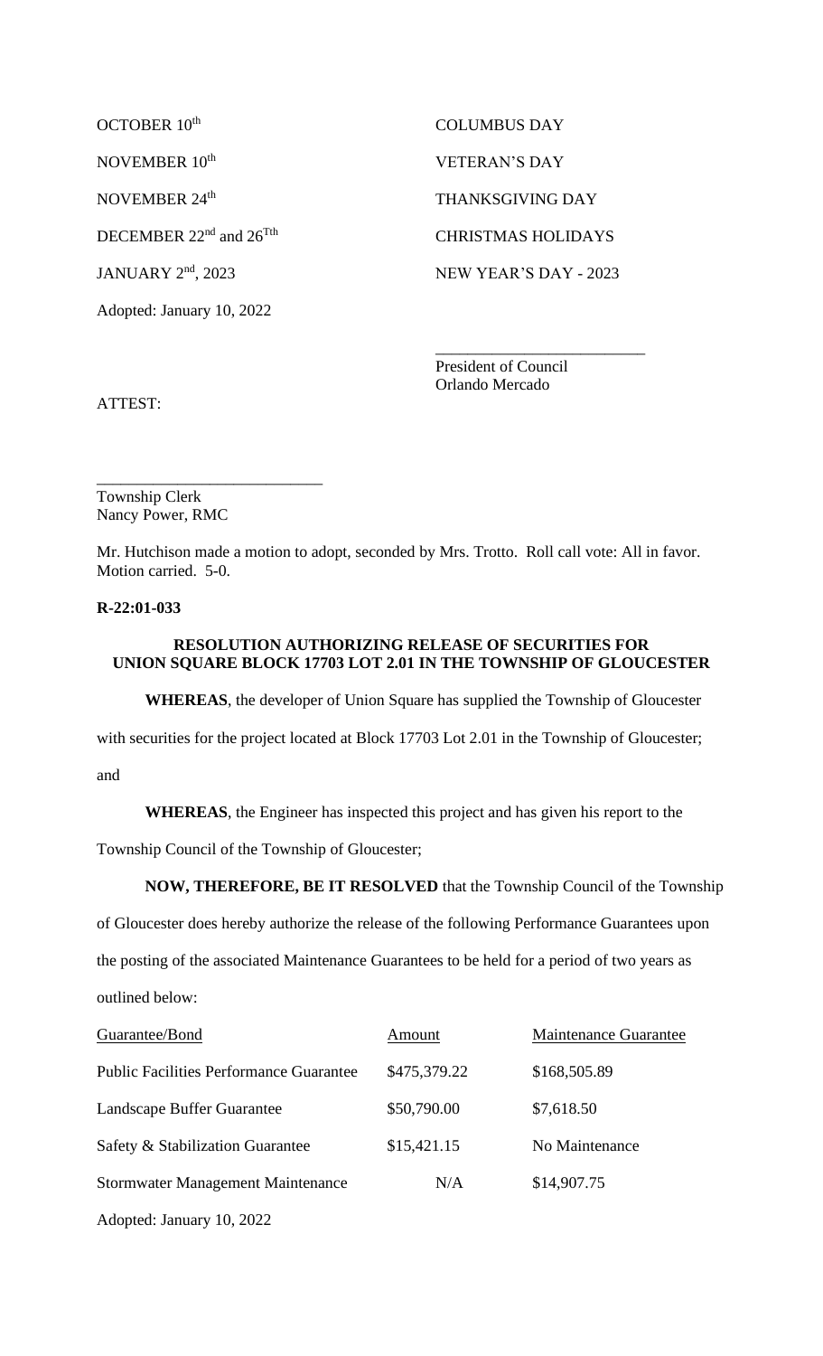| | |
|---|---|
| OCTOBER 10th | COLUMBUS DAY |
| NOVEMBER 10th | VETERAN'S DAY |
| NOVEMBER 24th | THANKSGIVING DAY |
| DECEMBER 22nd and 26Tth | CHRISTMAS HOLIDAYS |
| JANUARY 2nd, 2023 | NEW YEAR'S DAY - 2023 |

Adopted: January 10, 2022

\_\_\_\_\_\_\_\_\_\_\_\_\_\_\_\_\_\_\_\_\_\_\_\_\_\_
President of Council
Orlando Mercado

ATTEST:

\_\_\_\_\_\_\_\_\_\_\_\_\_\_\_\_\_\_\_\_\_\_\_\_\_\_\_\_
Township Clerk
Nancy Power, RMC

Mr. Hutchison made a motion to adopt, seconded by Mrs. Trotto. Roll call vote: All in favor. Motion carried. 5-0.

**R-22:01-033**

**RESOLUTION AUTHORIZING RELEASE OF SECURITIES FOR UNION SQUARE BLOCK 17703 LOT 2.01 IN THE TOWNSHIP OF GLOUCESTER**

**WHEREAS**, the developer of Union Square has supplied the Township of Gloucester with securities for the project located at Block 17703 Lot 2.01 in the Township of Gloucester; and

**WHEREAS**, the Engineer has inspected this project and has given his report to the Township Council of the Township of Gloucester;

**NOW, THEREFORE, BE IT RESOLVED** that the Township Council of the Township of Gloucester does hereby authorize the release of the following Performance Guarantees upon the posting of the associated Maintenance Guarantees to be held for a period of two years as outlined below:

| Guarantee/Bond | Amount | Maintenance Guarantee |
|---|---|---|
| Public Facilities Performance Guarantee | $475,379.22 | $168,505.89 |
| Landscape Buffer Guarantee | $50,790.00 | $7,618.50 |
| Safety & Stabilization Guarantee | $15,421.15 | No Maintenance |
| Stormwater Management Maintenance | N/A | $14,907.75 |

Adopted: January 10, 2022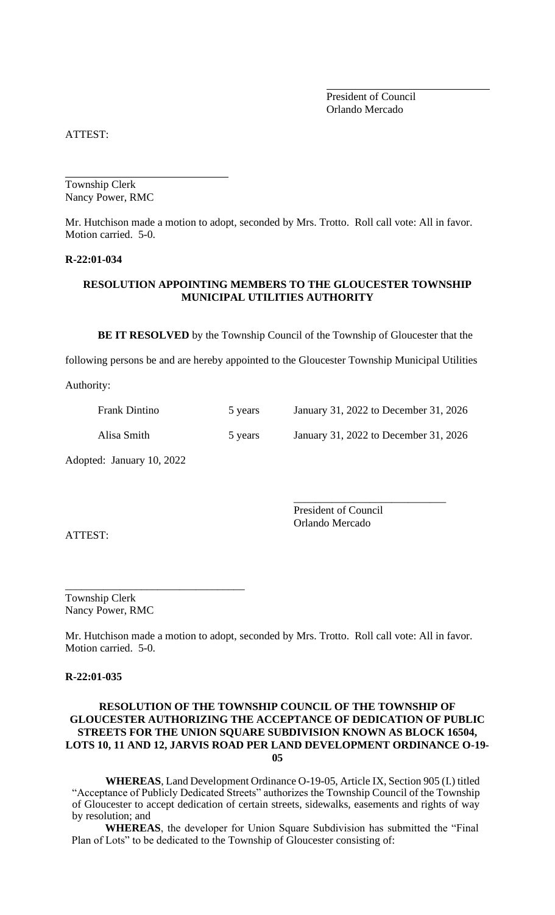President of Council
Orlando Mercado

ATTEST:

Township Clerk
Nancy Power, RMC

Mr. Hutchison made a motion to adopt, seconded by Mrs. Trotto. Roll call vote: All in favor. Motion carried. 5-0.

**R-22:01-034**

**RESOLUTION APPOINTING MEMBERS TO THE GLOUCESTER TOWNSHIP MUNICIPAL UTILITIES AUTHORITY**

**BE IT RESOLVED** by the Township Council of the Township of Gloucester that the following persons be and are hereby appointed to the Gloucester Township Municipal Utilities Authority:

| | | |
|---|---|---|
| Frank Dintino | 5 years | January 31, 2022 to December 31, 2026 |
| Alisa Smith | 5 years | January 31, 2022 to December 31, 2026 |

Adopted: January 10, 2022

President of Council
Orlando Mercado

ATTEST:

Township Clerk
Nancy Power, RMC

Mr. Hutchison made a motion to adopt, seconded by Mrs. Trotto. Roll call vote: All in favor. Motion carried. 5-0.

**R-22:01-035**

**RESOLUTION OF THE TOWNSHIP COUNCIL OF THE TOWNSHIP OF GLOUCESTER AUTHORIZING THE ACCEPTANCE OF DEDICATION OF PUBLIC STREETS FOR THE UNION SQUARE SUBDIVISION KNOWN AS BLOCK 16504, LOTS 10, 11 AND 12, JARVIS ROAD PER LAND DEVELOPMENT ORDINANCE O-19-05**

**WHEREAS**, Land Development Ordinance O-19-05, Article IX, Section 905 (I.) titled "Acceptance of Publicly Dedicated Streets" authorizes the Township Council of the Township of Gloucester to accept dedication of certain streets, sidewalks, easements and rights of way by resolution; and

**WHEREAS**, the developer for Union Square Subdivision has submitted the "Final Plan of Lots" to be dedicated to the Township of Gloucester consisting of: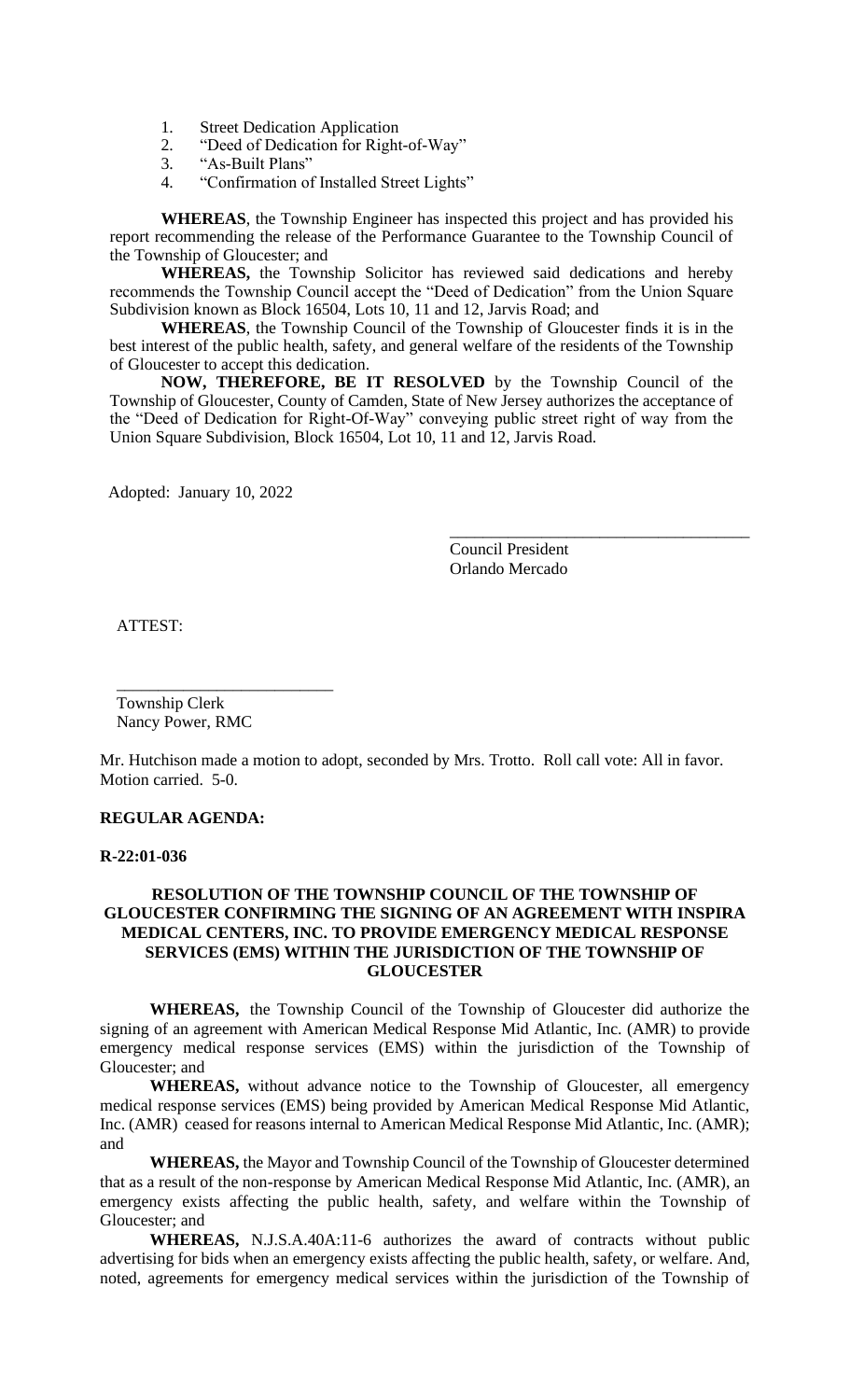1. Street Dedication Application
2. "Deed of Dedication for Right-of-Way"
3. "As-Built Plans"
4. "Confirmation of Installed Street Lights"

**WHEREAS**, the Township Engineer has inspected this project and has provided his report recommending the release of the Performance Guarantee to the Township Council of the Township of Gloucester; and

**WHEREAS,** the Township Solicitor has reviewed said dedications and hereby recommends the Township Council accept the "Deed of Dedication" from the Union Square Subdivision known as Block 16504, Lots 10, 11 and 12, Jarvis Road; and

**WHEREAS**, the Township Council of the Township of Gloucester finds it is in the best interest of the public health, safety, and general welfare of the residents of the Township of Gloucester to accept this dedication.

**NOW, THEREFORE, BE IT RESOLVED** by the Township Council of the Township of Gloucester, County of Camden, State of New Jersey authorizes the acceptance of the "Deed of Dedication for Right-Of-Way" conveying public street right of way from the Union Square Subdivision, Block 16504, Lot 10, 11 and 12, Jarvis Road.

Adopted: January 10, 2022

\_\_\_\_\_\_\_\_\_\_\_\_\_\_\_\_\_\_\_\_\_\_\_\_\_\_\_\_\_\_\_\_\_\_\_\_
Council President
Orlando Mercado

ATTEST:

\_\_\_\_\_\_\_\_\_\_\_\_\_\_\_\_\_\_\_\_\_\_\_\_\_\_
Township Clerk
Nancy Power, RMC

Mr. Hutchison made a motion to adopt, seconded by Mrs. Trotto. Roll call vote: All in favor. Motion carried. 5-0.

**REGULAR AGENDA:**

**R-22:01-036**

**RESOLUTION OF THE TOWNSHIP COUNCIL OF THE TOWNSHIP OF GLOUCESTER CONFIRMING THE SIGNING OF AN AGREEMENT WITH INSPIRA MEDICAL CENTERS, INC. TO PROVIDE EMERGENCY MEDICAL RESPONSE SERVICES (EMS) WITHIN THE JURISDICTION OF THE TOWNSHIP OF GLOUCESTER**

**WHEREAS,** the Township Council of the Township of Gloucester did authorize the signing of an agreement with American Medical Response Mid Atlantic, Inc. (AMR) to provide emergency medical response services (EMS) within the jurisdiction of the Township of Gloucester; and

**WHEREAS,** without advance notice to the Township of Gloucester, all emergency medical response services (EMS) being provided by American Medical Response Mid Atlantic, Inc. (AMR) ceased for reasons internal to American Medical Response Mid Atlantic, Inc. (AMR); and

**WHEREAS,** the Mayor and Township Council of the Township of Gloucester determined that as a result of the non-response by American Medical Response Mid Atlantic, Inc. (AMR), an emergency exists affecting the public health, safety, and welfare within the Township of Gloucester; and

**WHEREAS,** N.J.S.A.40A:11-6 authorizes the award of contracts without public advertising for bids when an emergency exists affecting the public health, safety, or welfare. And, noted, agreements for emergency medical services within the jurisdiction of the Township of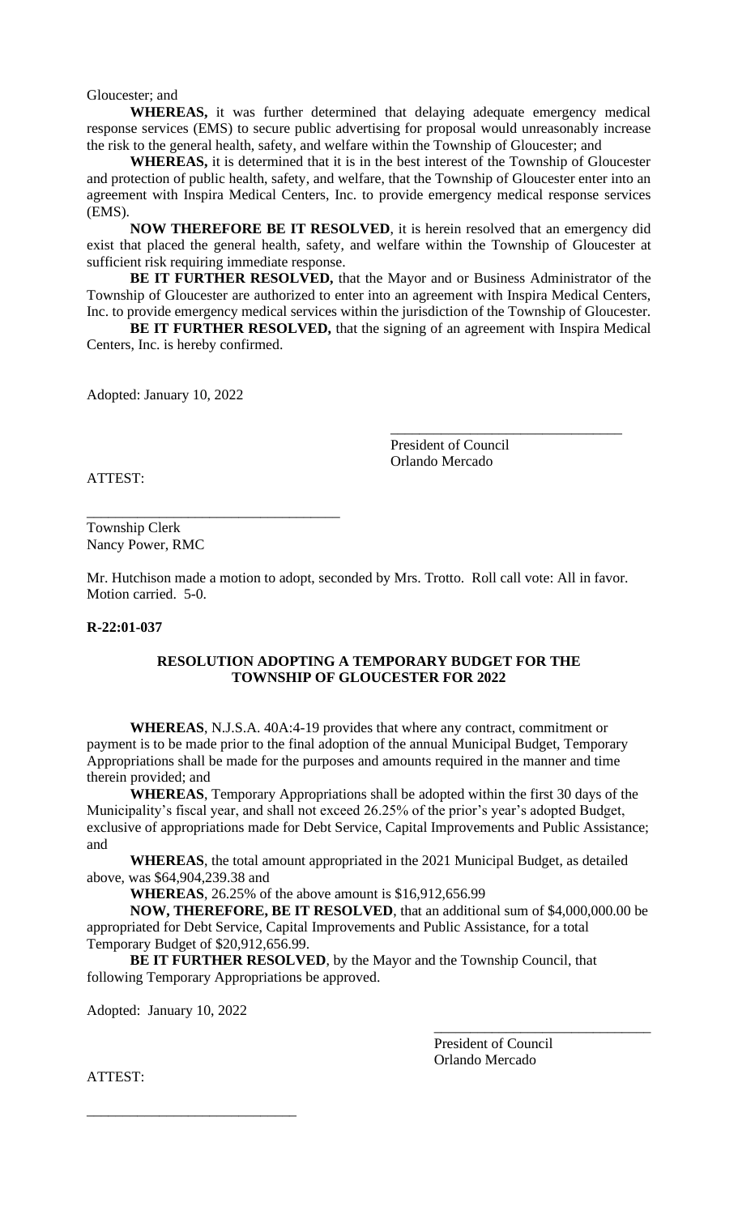Gloucester; and

**WHEREAS,** it was further determined that delaying adequate emergency medical response services (EMS) to secure public advertising for proposal would unreasonably increase the risk to the general health, safety, and welfare within the Township of Gloucester; and

**WHEREAS,** it is determined that it is in the best interest of the Township of Gloucester and protection of public health, safety, and welfare, that the Township of Gloucester enter into an agreement with Inspira Medical Centers, Inc. to provide emergency medical response services (EMS).

**NOW THEREFORE BE IT RESOLVED**, it is herein resolved that an emergency did exist that placed the general health, safety, and welfare within the Township of Gloucester at sufficient risk requiring immediate response.

**BE IT FURTHER RESOLVED,** that the Mayor and or Business Administrator of the Township of Gloucester are authorized to enter into an agreement with Inspira Medical Centers, Inc. to provide emergency medical services within the jurisdiction of the Township of Gloucester.

**BE IT FURTHER RESOLVED,** that the signing of an agreement with Inspira Medical Centers, Inc. is hereby confirmed.

Adopted: January 10, 2022

\_\_\_\_\_\_\_\_\_\_\_\_\_\_\_\_\_\_\_\_\_\_\_\_\_\_\_\_\_\_\_\_
President of Council
Orlando Mercado

ATTEST:

\_\_\_\_\_\_\_\_\_\_\_\_\_\_\_\_\_\_\_\_\_\_\_\_\_\_\_\_\_\_\_\_\_\_\_
Township Clerk
Nancy Power, RMC

Mr. Hutchison made a motion to adopt, seconded by Mrs. Trotto. Roll call vote: All in favor. Motion carried. 5-0.

**R-22:01-037**

**RESOLUTION ADOPTING A TEMPORARY BUDGET FOR THE TOWNSHIP OF GLOUCESTER FOR 2022**

**WHEREAS**, N.J.S.A. 40A:4-19 provides that where any contract, commitment or payment is to be made prior to the final adoption of the annual Municipal Budget, Temporary Appropriations shall be made for the purposes and amounts required in the manner and time therein provided; and

**WHEREAS**, Temporary Appropriations shall be adopted within the first 30 days of the Municipality's fiscal year, and shall not exceed 26.25% of the prior's year's adopted Budget, exclusive of appropriations made for Debt Service, Capital Improvements and Public Assistance; and

**WHEREAS**, the total amount appropriated in the 2021 Municipal Budget, as detailed above, was $64,904,239.38 and

**WHEREAS**, 26.25% of the above amount is $16,912,656.99

**NOW, THEREFORE, BE IT RESOLVED**, that an additional sum of $4,000,000.00 be appropriated for Debt Service, Capital Improvements and Public Assistance, for a total Temporary Budget of $20,912,656.99.

**BE IT FURTHER RESOLVED**, by the Mayor and the Township Council, that following Temporary Appropriations be approved.

Adopted: January 10, 2022

\_\_\_\_\_\_\_\_\_\_\_\_\_\_\_\_\_\_\_\_\_\_\_\_\_\_\_\_\_\_
President of Council
Orlando Mercado

ATTEST:

\_\_\_\_\_\_\_\_\_\_\_\_\_\_\_\_\_\_\_\_\_\_\_\_\_\_\_\_\_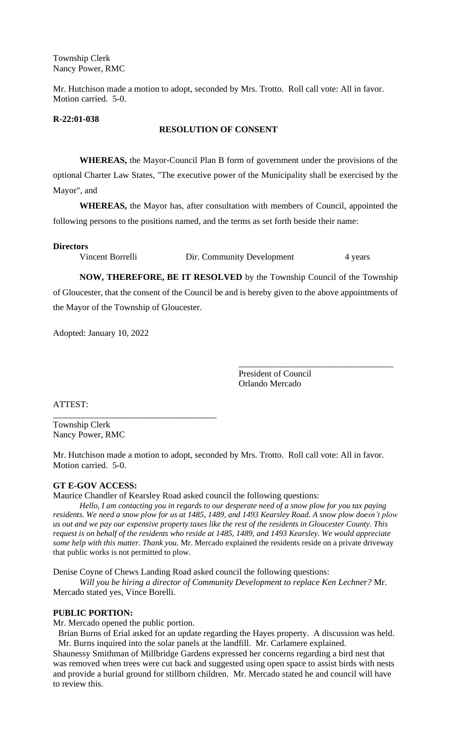Township Clerk
Nancy Power, RMC

Mr. Hutchison made a motion to adopt, seconded by Mrs. Trotto. Roll call vote: All in favor. Motion carried. 5-0.

**R-22:01-038**

**RESOLUTION OF CONSENT**

**WHEREAS,** the Mayor-Council Plan B form of government under the provisions of the optional Charter Law States, "The executive power of the Municipality shall be exercised by the Mayor", and

**WHEREAS,** the Mayor has, after consultation with members of Council, appointed the following persons to the positions named, and the terms as set forth beside their name:

**Directors**

| | | |
|---|---|---|
| Vincent Borrelli | Dir. Community Development | 4 years |

**NOW, THEREFORE, BE IT RESOLVED** by the Township Council of the Township of Gloucester, that the consent of the Council be and is hereby given to the above appointments of the Mayor of the Township of Gloucester.

Adopted: January 10, 2022

\_\_\_\_\_\_\_\_\_\_\_\_\_\_\_\_\_\_\_\_\_\_\_\_\_\_\_\_\_\_\_\_\_\_\_
President of Council
Orlando Mercado

ATTEST:

\_\_\_\_\_\_\_\_\_\_\_\_\_\_\_\_\_\_\_\_\_\_\_\_\_\_\_\_\_\_\_\_\_\_\_
Township Clerk
Nancy Power, RMC

Mr. Hutchison made a motion to adopt, seconded by Mrs. Trotto. Roll call vote: All in favor. Motion carried. 5-0.

**GT E-GOV ACCESS:**

Maurice Chandler of Kearsley Road asked council the following questions:

*Hello, I am contacting you in regards to our desperate need of a snow plow for you tax paying residents. We need a snow plow for us at 1485, 1489, and 1493 Kearsley Road. A snow plow doesn't plow us out and we pay our expensive property taxes like the rest of the residents in Gloucester County. This request is on behalf of the residents who reside at 1485, 1489, and 1493 Kearsley. We would appreciate some help with this matter. Thank you.* Mr. Mercado explained the residents reside on a private driveway that public works is not permitted to plow.

Denise Coyne of Chews Landing Road asked council the following questions:

*Will you be hiring a director of Community Development to replace Ken Lechner?* Mr. Mercado stated yes, Vince Borelli.

**PUBLIC PORTION:**

Mr. Mercado opened the public portion.

Brian Burns of Erial asked for an update regarding the Hayes property. A discussion was held. Mr. Burns inquired into the solar panels at the landfill. Mr. Carlamere explained.

Shaunessy Smithman of Millbridge Gardens expressed her concerns regarding a bird nest that was removed when trees were cut back and suggested using open space to assist birds with nests and provide a burial ground for stillborn children. Mr. Mercado stated he and council will have to review this.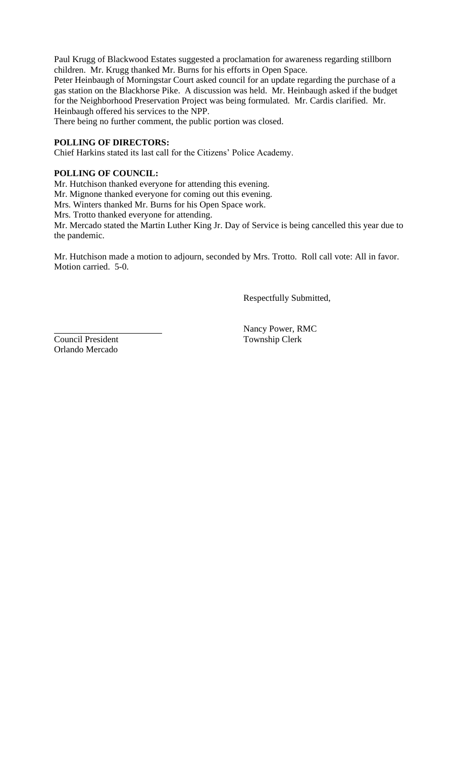Paul Krugg of Blackwood Estates suggested a proclamation for awareness regarding stillborn children. Mr. Krugg thanked Mr. Burns for his efforts in Open Space.
Peter Heinbaugh of Morningstar Court asked council for an update regarding the purchase of a gas station on the Blackhorse Pike. A discussion was held. Mr. Heinbaugh asked if the budget for the Neighborhood Preservation Project was being formulated. Mr. Cardis clarified. Mr. Heinbaugh offered his services to the NPP.
There being no further comment, the public portion was closed.

**POLLING OF DIRECTORS:**
Chief Harkins stated its last call for the Citizens' Police Academy.

**POLLING OF COUNCIL:**
Mr. Hutchison thanked everyone for attending this evening.
Mr. Mignone thanked everyone for coming out this evening.
Mrs. Winters thanked Mr. Burns for his Open Space work.
Mrs. Trotto thanked everyone for attending.
Mr. Mercado stated the Martin Luther King Jr. Day of Service is being cancelled this year due to the pandemic.

Mr. Hutchison made a motion to adjourn, seconded by Mrs. Trotto. Roll call vote: All in favor. Motion carried. 5-0.

Respectfully Submitted,

Nancy Power, RMC
Township Clerk

Council President
Orlando Mercado